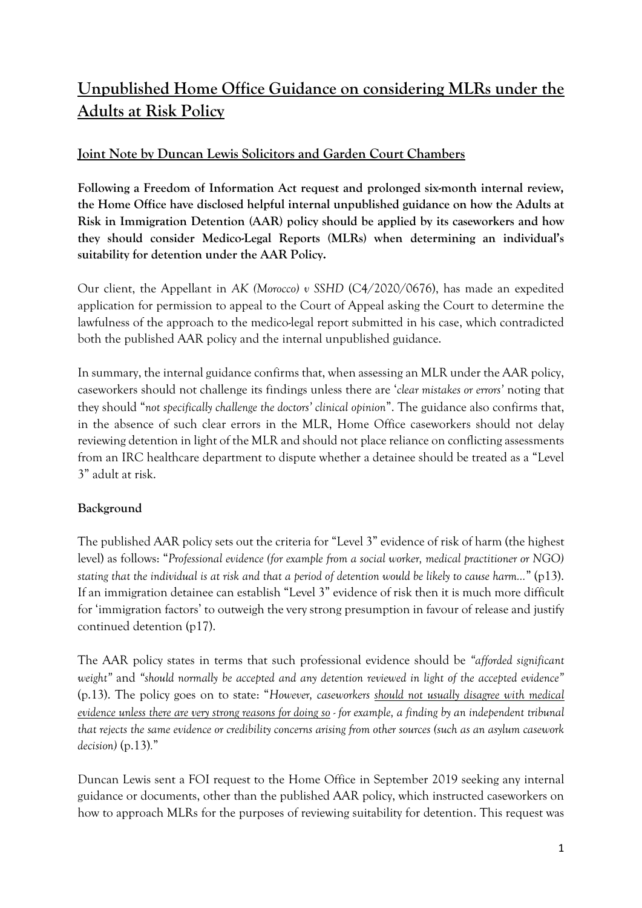# Unpublished Home Office Guidance on considering MLRs under the Adults at Risk Policy

## Joint Note by Duncan Lewis Solicitors and Garden Court Chambers

**Following a Freedom of Information Act request and prolonged six-month internal review, the Home Office have disclosed helpful internal unpublished guidance on how the Adults at Risk in Immigration Detention (AAR) policy should be applied by its caseworkers and how they should consider Medico-Legal Reports (MLRs) when determining an individual's suitability for detention under the AAR Policy.**

Our client, the Appellant in *AK (Morocco) v SSHD* (C4/2020/0676), has made an expedited application for permission to appeal to the Court of Appeal asking the Court to determine the lawfulness of the approach to the medico-legal report submitted in his case, which contradicted both the published AAR policy and the internal unpublished guidance.

In summary, the internal guidance confirms that, when assessing an MLR under the AAR policy, caseworkers should not challenge its findings unless there are '*clear mistakes or errors*' noting that they should "*not specifically challenge the doctors' clinical opinion*". The guidance also confirms that, in the absence of such clear errors in the MLR, Home Office caseworkers should not delay reviewing detention in light of the MLR and should not place reliance on conflicting assessments from an IRC healthcare department to dispute whether a detainee should be treated as a "Level 3" adult at risk.

### Background

The published AAR policy sets out the criteria for "Level 3" evidence of risk of harm (the highest level) as follows: "*Professional evidence (for example from a social worker, medical practitioner or NGO) stating that the individual is at risk and that a period of detention would be likely to cause harm…*" (p13). If an immigration detainee can establish "Level 3" evidence of risk then it is much more difficult for 'immigration factors' to outweigh the very strong presumption in favour of release and justify continued detention (p17).

The AAR policy states in terms that such professional evidence should be *"afforded significant weight"* and *"should normally be accepted and any detention reviewed in light of the accepted evidence"* (p.13). The policy goes on to state: "*However, caseworkers <u>should not usually disagree with medical evidence unless there are very strong reasons for doing so</u> - for example, a finding by an independent tribunal that rejects the same evidence or credibility concerns arising from other sources (such as an asylum casework decision)* (p.13)."

Duncan Lewis sent a FOI request to the Home Office in September 2019 seeking any internal guidance or documents, other than the published AAR policy, which instructed caseworkers on how to approach MLRs for the purposes of reviewing suitability for detention. This request was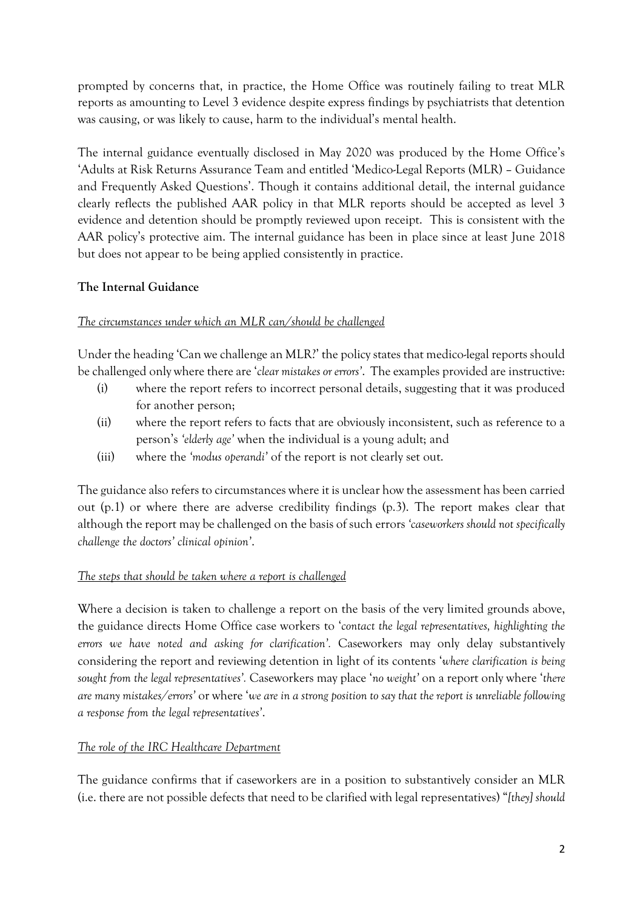prompted by concerns that, in practice, the Home Office was routinely failing to treat MLR reports as amounting to Level 3 evidence despite express findings by psychiatrists that detention was causing, or was likely to cause, harm to the individual's mental health.

The internal guidance eventually disclosed in May 2020 was produced by the Home Office's 'Adults at Risk Returns Assurance Team and entitled 'Medico-Legal Reports (MLR) – Guidance and Frequently Asked Questions'. Though it contains additional detail, the internal guidance clearly reflects the published AAR policy in that MLR reports should be accepted as level 3 evidence and detention should be promptly reviewed upon receipt. This is consistent with the AAR policy's protective aim. The internal guidance has been in place since at least June 2018 but does not appear to be being applied consistently in practice.

## The Internal Guidance

### <u>The circumstances under which an MLR can/should be challenged</u>

Under the heading 'Can we challenge an MLR?' the policy states that medico-legal reports should be challenged only where there are '*clear mistakes or errors*'. The examples provided are instructive:

(i) where the report refers to incorrect personal details, suggesting that it was produced for another person;

(ii) where the report refers to facts that are obviously inconsistent, such as reference to a person's *'elderly age'* when the individual is a young adult; and

(iii) where the *'modus operandi'* of the report is not clearly set out.

The guidance also refers to circumstances where it is unclear how the assessment has been carried out (p.1) or where there are adverse credibility findings (p.3). The report makes clear that although the report may be challenged on the basis of such errors *'caseworkers should not specifically challenge the doctors' clinical opinion'*.

### <u>The steps that should be taken where a report is challenged</u>

Where a decision is taken to challenge a report on the basis of the very limited grounds above, the guidance directs Home Office case workers to '*contact the legal representatives, highlighting the errors we have noted and asking for clarification'.* Caseworkers may only delay substantively considering the report and reviewing detention in light of its contents '*where clarification is being sought from the legal representatives'.* Caseworkers may place '*no weight'* on a report only where '*there are many mistakes/errors'* or where '*we are in a strong position to say that the report is unreliable following a response from the legal representatives'*.

### <u>The role of the IRC Healthcare Department</u>

The guidance confirms that if caseworkers are in a position to substantively consider an MLR (i.e. there are not possible defects that need to be clarified with legal representatives) "*[they] should*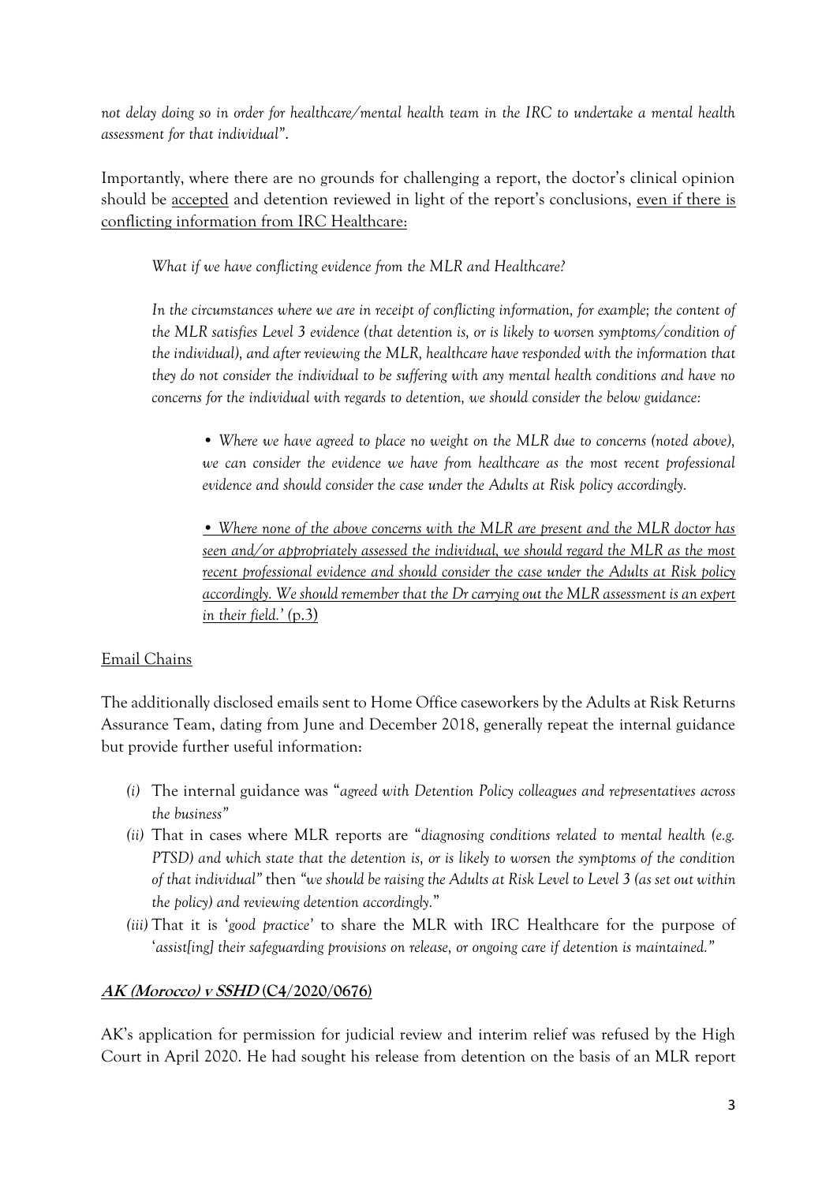*not delay doing so in order for healthcare/mental health team in the IRC to undertake a mental health assessment for that individual"*.

Importantly, where there are no grounds for challenging a report, the doctor's clinical opinion should be <u>accepted</u> and detention reviewed in light of the report's conclusions, <u>even if there is conflicting information from IRC Healthcare:</u>

> *What if we have conflicting evidence from the MLR and Healthcare?*
>
> *In the circumstances where we are in receipt of conflicting information, for example; the content of the MLR satisfies Level 3 evidence (that detention is, or is likely to worsen symptoms/condition of the individual), and after reviewing the MLR, healthcare have responded with the information that they do not consider the individual to be suffering with any mental health conditions and have no concerns for the individual with regards to detention, we should consider the below guidance:*
>
> > *• Where we have agreed to place no weight on the MLR due to concerns (noted above), we can consider the evidence we have from healthcare as the most recent professional evidence and should consider the case under the Adults at Risk policy accordingly.*
> >
> > <u>*• Where none of the above concerns with the MLR are present and the MLR doctor has seen and/or appropriately assessed the individual, we should regard the MLR as the most recent professional evidence and should consider the case under the Adults at Risk policy accordingly. We should remember that the Dr carrying out the MLR assessment is an expert in their field.'*</u> <u>(p.3)</u>

<u>Email Chains</u>

The additionally disclosed emails sent to Home Office caseworkers by the Adults at Risk Returns Assurance Team, dating from June and December 2018, generally repeat the internal guidance but provide further useful information:

*(i)* The internal guidance was "*agreed with Detention Policy colleagues and representatives across the business"*

*(ii)* That in cases where MLR reports are "*diagnosing conditions related to mental health (e.g. PTSD) and which state that the detention is, or is likely to worsen the symptoms of the condition of that individual"* then *"we should be raising the Adults at Risk Level to Level 3 (as set out within the policy) and reviewing detention accordingly.*"

*(iii)* That it is '*good practice*' to share the MLR with IRC Healthcare for the purpose of '*assist[ing] their safeguarding provisions on release, or ongoing care if detention is maintained."*

### <u>***AK (Morocco) v SSHD*** **(C4/2020/0676)**</u>

AK's application for permission for judicial review and interim relief was refused by the High Court in April 2020. He had sought his release from detention on the basis of an MLR report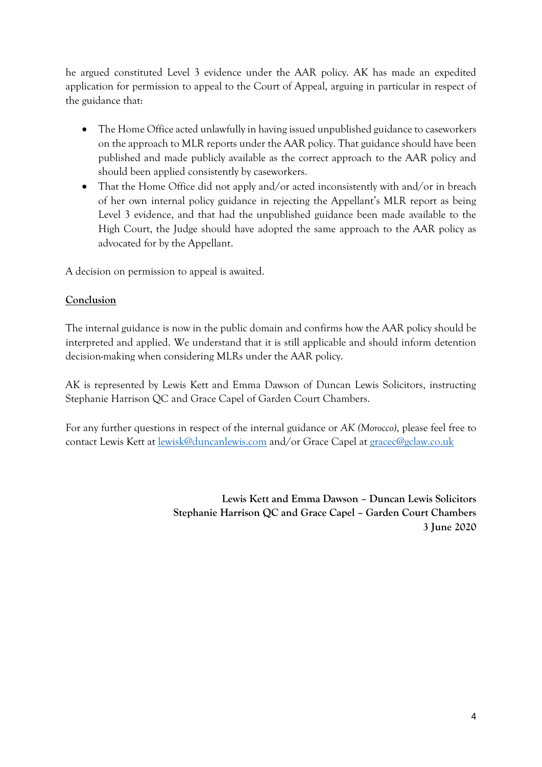he argued constituted Level 3 evidence under the AAR policy. AK has made an expedited application for permission to appeal to the Court of Appeal, arguing in particular in respect of the guidance that:

- The Home Office acted unlawfully in having issued unpublished guidance to caseworkers on the approach to MLR reports under the AAR policy. That guidance should have been published and made publicly available as the correct approach to the AAR policy and should been applied consistently by caseworkers.
- That the Home Office did not apply and/or acted inconsistently with and/or in breach of her own internal policy guidance in rejecting the Appellant's MLR report as being Level 3 evidence, and that had the unpublished guidance been made available to the High Court, the Judge should have adopted the same approach to the AAR policy as advocated for by the Appellant.

A decision on permission to appeal is awaited.

## Conclusion

The internal guidance is now in the public domain and confirms how the AAR policy should be interpreted and applied. We understand that it is still applicable and should inform detention decision-making when considering MLRs under the AAR policy.

AK is represented by Lewis Kett and Emma Dawson of Duncan Lewis Solicitors, instructing Stephanie Harrison QC and Grace Capel of Garden Court Chambers.

For any further questions in respect of the internal guidance or *AK (Morocco)*, please feel free to contact Lewis Kett at lewisk@duncanlewis.com and/or Grace Capel at gracec@gclaw.co.uk

**Lewis Kett and Emma Dawson – Duncan Lewis Solicitors**
**Stephanie Harrison QC and Grace Capel – Garden Court Chambers**
**3 June 2020**